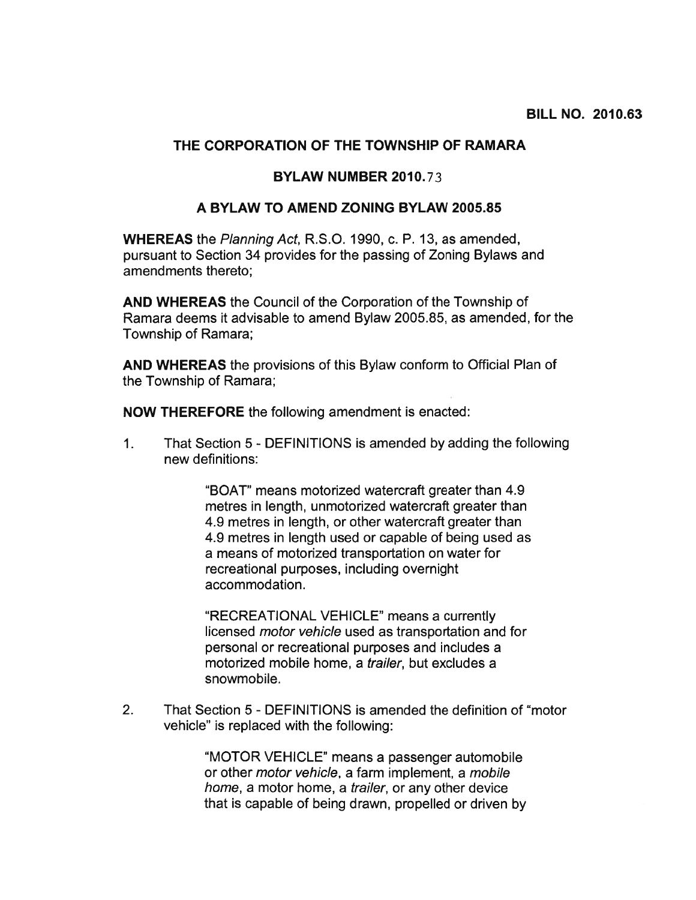**BILL NO. 2010.63**

**THE CORPORATION OF THE TOWNSHIP OF RAMARA**

**BYLAW NUMBER 2010.73**

**A BYLAW TO AMEND ZONING BYLAW 2005.85**

**WHEREAS** the *Planning Act*, R.S.O. 1990, c. P. 13, as amended, pursuant to Section 34 provides for the passing of Zoning Bylaws and amendments thereto;

**AND WHEREAS** the Council of the Corporation of the Township of Ramara deems it advisable to amend Bylaw 2005.85, as amended, for the Township of Ramara;

**AND WHEREAS** the provisions of this Bylaw conform to Official Plan of the Township of Ramara;

**NOW THEREFORE** the following amendment is enacted:

1. That Section 5 - DEFINITIONS is amended by adding the following new definitions:

   "BOAT" means motorized watercraft greater than 4.9 metres in length, unmotorized watercraft greater than 4.9 metres in length, or other watercraft greater than 4.9 metres in length used or capable of being used as a means of motorized transportation on water for recreational purposes, including overnight accommodation.

   "RECREATIONAL VEHICLE" means a currently licensed *motor vehicle* used as transportation and for personal or recreational purposes and includes a motorized mobile home, a *trailer*, but excludes a snowmobile.

2. That Section 5 - DEFINITIONS is amended the definition of "motor vehicle" is replaced with the following:

   "MOTOR VEHICLE" means a passenger automobile or other *motor vehicle*, a farm implement, a *mobile home*, a motor home, a *trailer*, or any other device that is capable of being drawn, propelled or driven by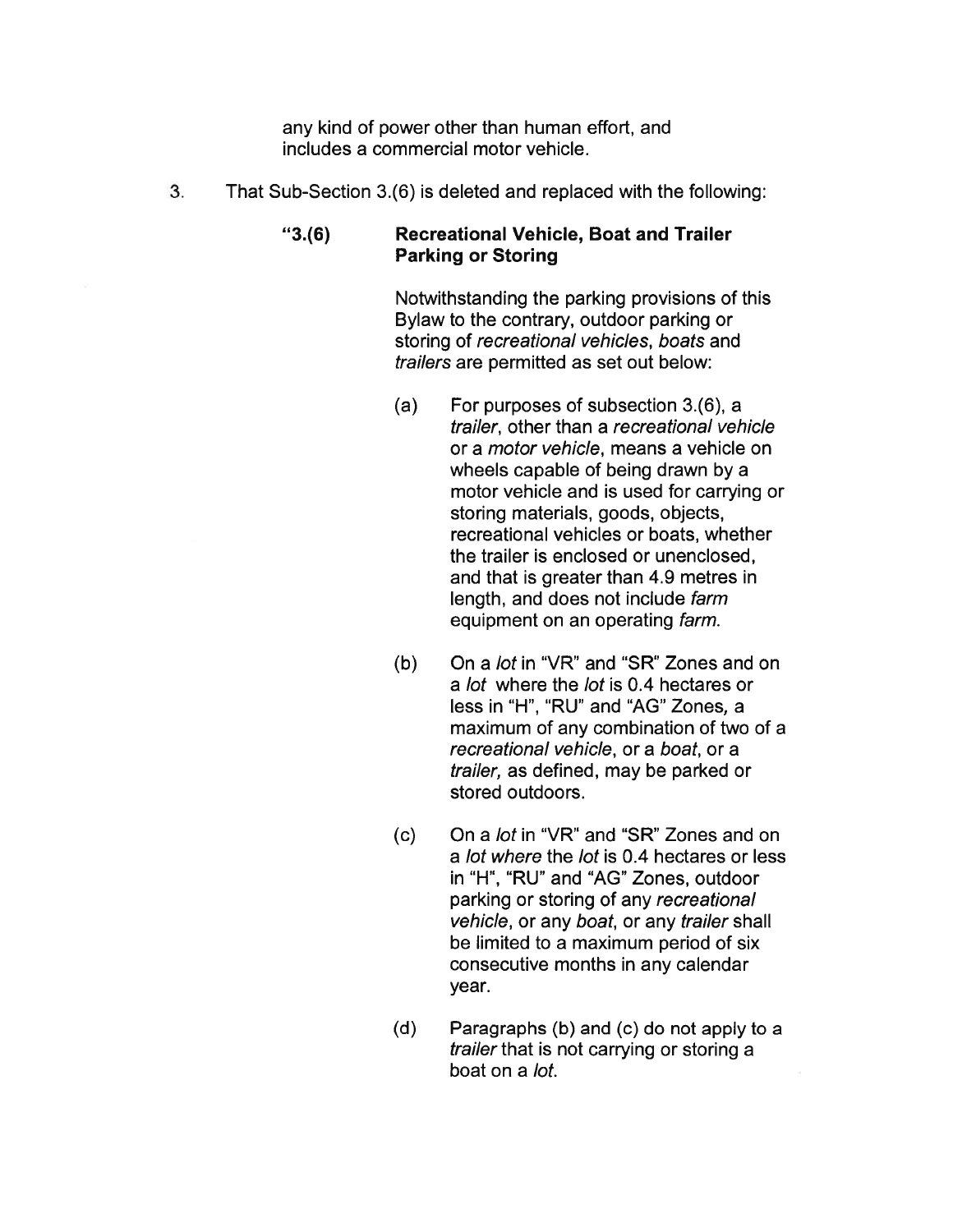any kind of power other than human effort, and includes a commercial motor vehicle.

3. That Sub-Section 3.(6) is deleted and replaced with the following:

**"3.(6) Recreational Vehicle, Boat and Trailer Parking or Storing**

Notwithstanding the parking provisions of this Bylaw to the contrary, outdoor parking or storing of *recreational vehicles*, *boats* and *trailers* are permitted as set out below:

(a) For purposes of subsection 3.(6), a *trailer*, other than a *recreational vehicle* or a *motor vehicle*, means a vehicle on wheels capable of being drawn by a motor vehicle and is used for carrying or storing materials, goods, objects, recreational vehicles or boats, whether the trailer is enclosed or unenclosed, and that is greater than 4.9 metres in length, and does not include *farm* equipment on an operating *farm*.

(b) On a *lot* in "VR" and "SR" Zones and on a *lot* where the *lot* is 0.4 hectares or less in "H", "RU" and "AG" Zones, a maximum of any combination of two of a *recreational vehicle*, or a *boat*, or a *trailer,* as defined, may be parked or stored outdoors.

(c) On a *lot* in "VR" and "SR" Zones and on a *lot where* the *lot* is 0.4 hectares or less in "H", "RU" and "AG" Zones, outdoor parking or storing of any *recreational vehicle*, or any *boat*, or any *trailer* shall be limited to a maximum period of six consecutive months in any calendar year.

(d) Paragraphs (b) and (c) do not apply to a *trailer* that is not carrying or storing a boat on a *lot*.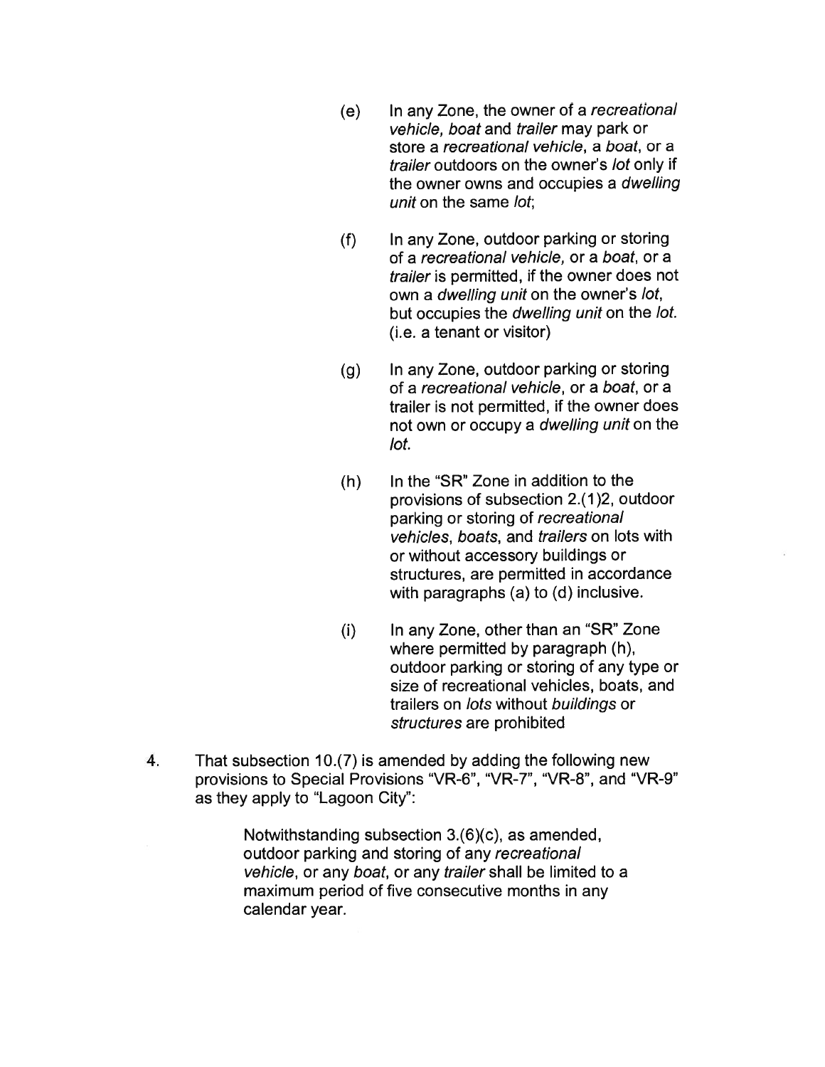(e) In any Zone, the owner of a *recreational vehicle, boat* and *trailer* may park or store a *recreational vehicle*, a *boat*, or a *trailer* outdoors on the owner's *lot* only if the owner owns and occupies a *dwelling unit* on the same *lot*;

(f) In any Zone, outdoor parking or storing of a *recreational vehicle,* or a *boat*, or a *trailer* is permitted, if the owner does not own a *dwelling unit* on the owner's *lot*, but occupies the *dwelling unit* on the *lot.* (i.e. a tenant or visitor)

(g) In any Zone, outdoor parking or storing of a *recreational vehicle*, or a *boat*, or a trailer is not permitted, if the owner does not own or occupy a *dwelling unit* on the *lot.*

(h) In the "SR" Zone in addition to the provisions of subsection 2.(1)2, outdoor parking or storing of *recreational vehicles, boats*, and *trailers* on lots with or without accessory buildings or structures, are permitted in accordance with paragraphs (a) to (d) inclusive.

(i) In any Zone, other than an "SR" Zone where permitted by paragraph (h), outdoor parking or storing of any type or size of recreational vehicles, boats, and trailers on *lots* without *buildings* or *structures* are prohibited

4. That subsection 10.(7) is amended by adding the following new provisions to Special Provisions "VR-6", "VR-7", "VR-8", and "VR-9" as they apply to "Lagoon City":

   Notwithstanding subsection 3.(6)(c), as amended, outdoor parking and storing of any *recreational vehicle*, or any *boat*, or any *trailer* shall be limited to a maximum period of five consecutive months in any calendar year.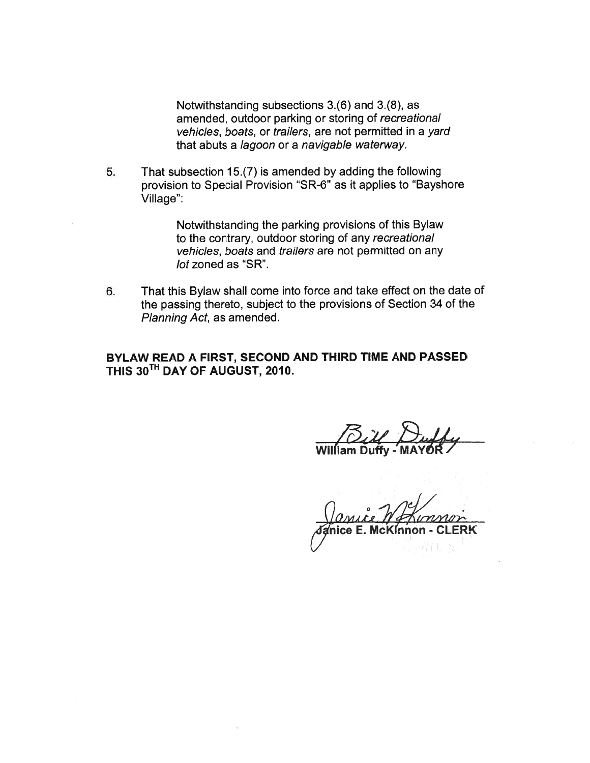Notwithstanding subsections 3.(6) and 3.(8), as amended, outdoor parking or storing of *recreational vehicles*, *boats*, or *trailers*, are not permitted in a *yard* that abuts a *lagoon* or a *navigable waterway*.

5. That subsection 15.(7) is amended by adding the following provision to Special Provision "SR-6" as it applies to "Bayshore Village":

   Notwithstanding the parking provisions of this Bylaw to the contrary, outdoor storing of any *recreational vehicles*, *boats* and *trailers* are not permitted on any *lot* zoned as "SR".

6. That this Bylaw shall come into force and take effect on the date of the passing thereto, subject to the provisions of Section 34 of the *Planning Act*, as amended.

**BYLAW READ A FIRST, SECOND AND THIRD TIME AND PASSED THIS 30TH DAY OF AUGUST, 2010.**

William Duffy - MAYOR

Janice E. McKinnon - CLERK